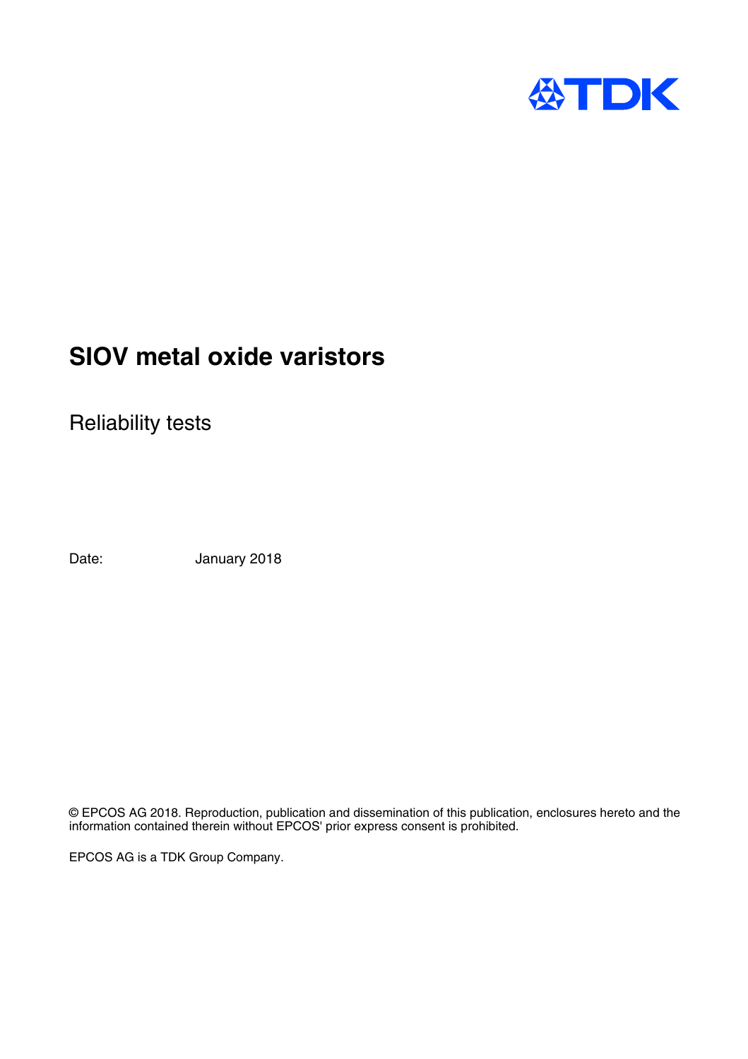# SIOV metal oxide varistors

## Reliability tests

Date: January 2018

© EPCOS AG 2018. Reproduction, publication and dissemination of this publication, enclosures hereto and the information contained therein without EPCOS' prior express consent is prohibited.

EPCOS AG is a TDK Group Company.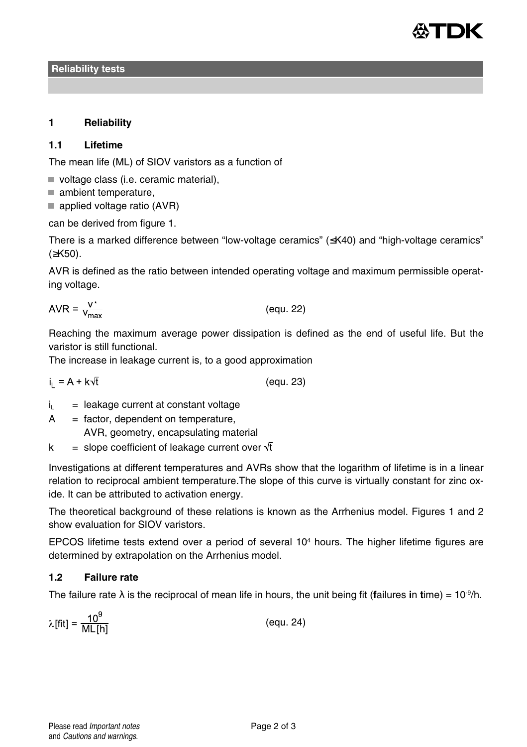## Reliability tests

### 1 Reliability

### 1.1 Lifetime

The mean life (ML) of SIOV varistors as a function of

- voltage class (i.e. ceramic material),
- ambient temperature,
- applied voltage ratio (AVR)

can be derived from figure 1.

There is a marked difference between "low-voltage ceramics" (≤K40) and "high-voltage ceramics" (≥K50).

AVR is defined as the ratio between intended operating voltage and maximum permissible operating voltage.

$$AVR = \frac{V^*}{V_{max}} \qquad \text{(equ. 22)}$$

Reaching the maximum average power dissipation is defined as the end of useful life. But the varistor is still functional.
The increase in leakage current is, to a good approximation

$$i_L = A + k\sqrt{t} \qquad \text{(equ. 23)}$$

$i_L$ = leakage current at constant voltage
$A$ = factor, dependent on temperature, AVR, geometry, encapsulating material
$k$ = slope coefficient of leakage current over $\sqrt{t}$

Investigations at different temperatures and AVRs show that the logarithm of lifetime is in a linear relation to reciprocal ambient temperature.The slope of this curve is virtually constant for zinc oxide. It can be attributed to activation energy.

The theoretical background of these relations is known as the Arrhenius model. Figures 1 and 2 show evaluation for SIOV varistors.

EPCOS lifetime tests extend over a period of several $10^4$ hours. The higher lifetime figures are determined by extrapolation on the Arrhenius model.

### 1.2 Failure rate

The failure rate λ is the reciprocal of mean life in hours, the unit being fit (**f**ailures **i**n **t**ime) = $10^{-9}$/h.

$$\lambda[\text{fit}] = \frac{10^9}{ML[h]} \qquad \text{(equ. 24)}$$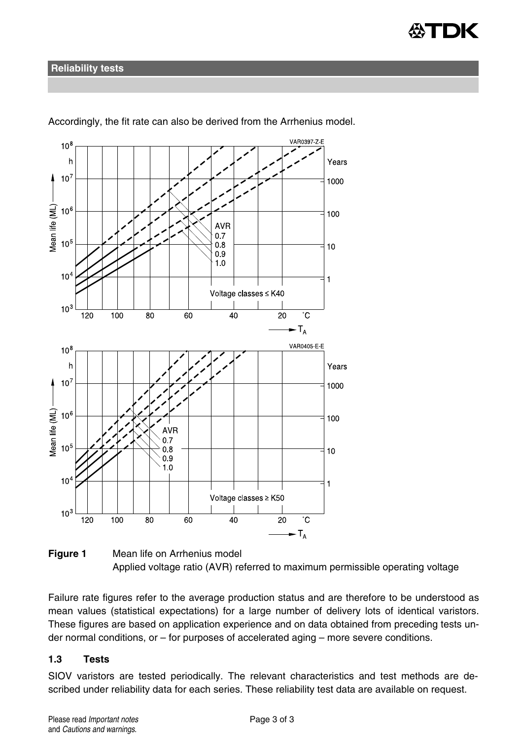Accordingly, the fit rate can also be derived from the Arrhenius model.

VAR0397-Z-E

Mean life (ML)

h

$10^3$ $10^4$ $10^5$ $10^6$ $10^7$ $10^8$

Years

1 10 100 1000

AVR
0.7
0.8
0.9
1.0

Voltage classes ≤ K40

120 100 80 60 40 20 ˚C

$T_A$

VAR0405-E-E

Mean life (ML)

h

$10^3$ $10^4$ $10^5$ $10^6$ $10^7$ $10^8$

Years

1 10 100 1000

AVR
0.7
0.8
0.9
1.0

Voltage classes ≥ K50

120 100 80 60 40 20 ˚C

$T_A$

**Figure 1** Mean life on Arrhenius model
Applied voltage ratio (AVR) referred to maximum permissible operating voltage

Failure rate figures refer to the average production status and are therefore to be understood as mean values (statistical expectations) for a large number of delivery lots of identical varistors. These figures are based on application experience and on data obtained from preceding tests under normal conditions, or – for purposes of accelerated aging – more severe conditions.

### 1.3 Tests

SIOV varistors are tested periodically. The relevant characteristics and test methods are described under reliability data for each series. These reliability test data are available on request.